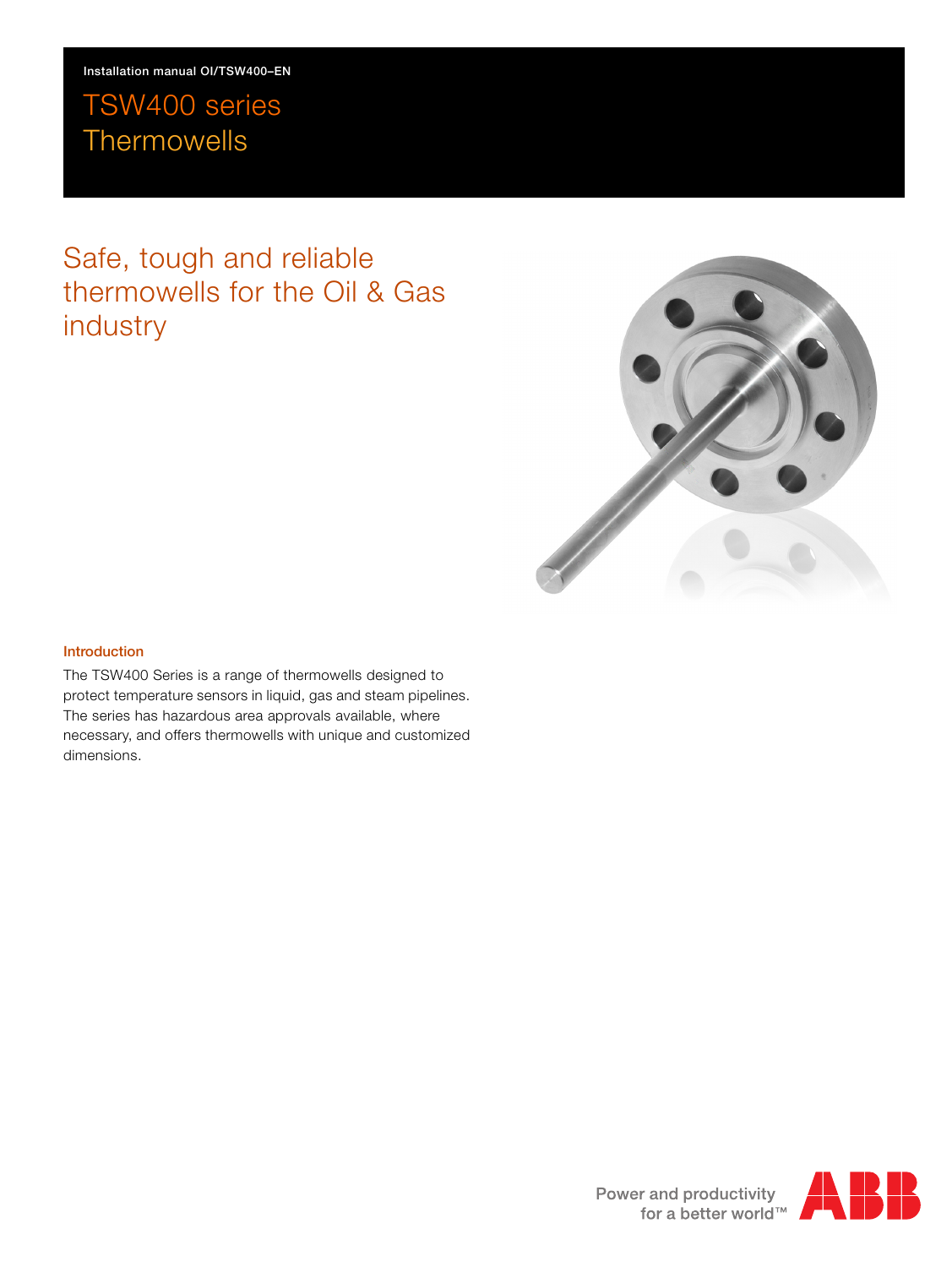Installation manual OI/TSW400–EN

# TSW400 series
# Thermowells

## Safe, tough and reliable thermowells for the Oil & Gas industry

### Introduction

The TSW400 Series is a range of thermowells designed to protect temperature sensors in liquid, gas and steam pipelines. The series has hazardous area approvals available, where necessary, and offers thermowells with unique and customized dimensions.

Power and productivity for a better world™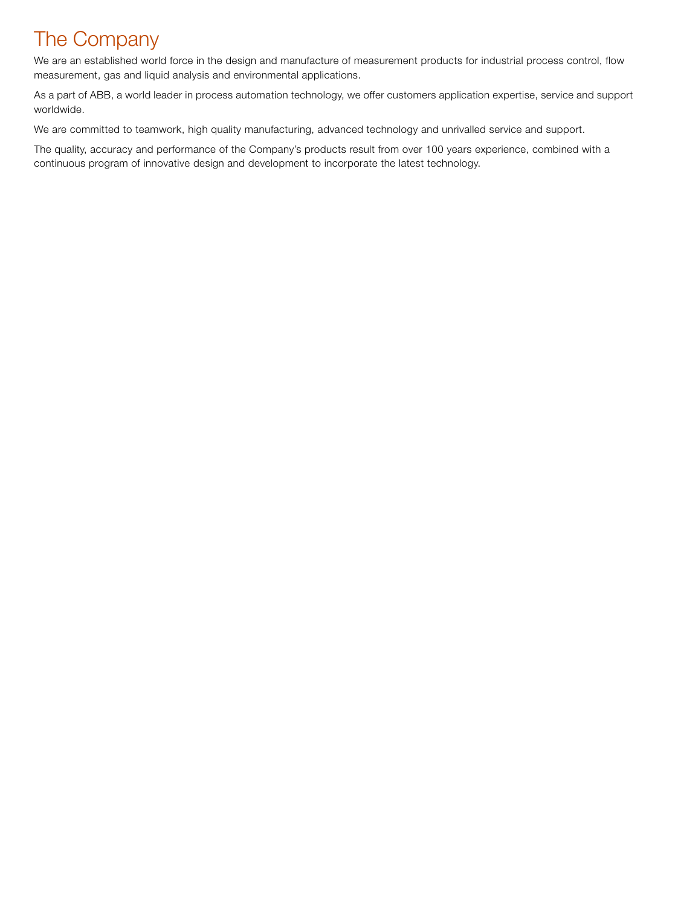# The Company

We are an established world force in the design and manufacture of measurement products for industrial process control, flow measurement, gas and liquid analysis and environmental applications.

As a part of ABB, a world leader in process automation technology, we offer customers application expertise, service and support worldwide.

We are committed to teamwork, high quality manufacturing, advanced technology and unrivalled service and support.

The quality, accuracy and performance of the Company's products result from over 100 years experience, combined with a continuous program of innovative design and development to incorporate the latest technology.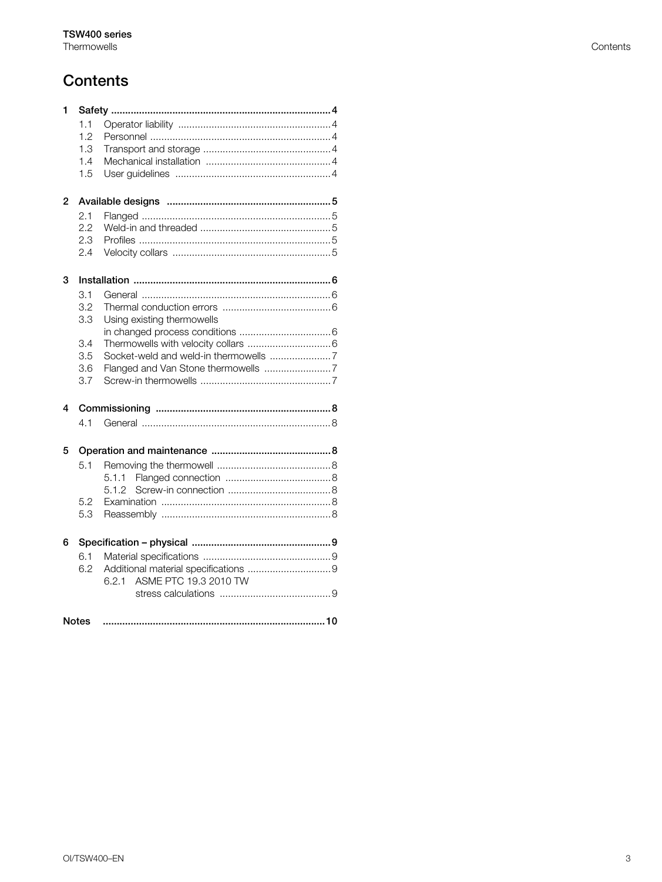# Contents

**1 Safety** ... 4

- 1.1 Operator liability ... 4
- 1.2 Personnel ... 4
- 1.3 Transport and storage ... 4
- 1.4 Mechanical installation ... 4
- 1.5 User guidelines ... 4

**2 Available designs** ... 5

- 2.1 Flanged ... 5
- 2.2 Weld-in and threaded ... 5
- 2.3 Profiles ... 5
- 2.4 Velocity collars ... 5

**3 Installation** ... 6

- 3.1 General ... 6
- 3.2 Thermal conduction errors ... 6
- 3.3 Using existing thermowells in changed process conditions ... 6
- 3.4 Thermowells with velocity collars ... 6
- 3.5 Socket-weld and weld-in thermowells ... 7
- 3.6 Flanged and Van Stone thermowells ... 7
- 3.7 Screw-in thermowells ... 7

**4 Commissioning** ... 8

- 4.1 General ... 8

**5 Operation and maintenance** ... 8

- 5.1 Removing the thermowell ... 8
  - 5.1.1 Flanged connection ... 8
  - 5.1.2 Screw-in connection ... 8
- 5.2 Examination ... 8
- 5.3 Reassembly ... 8

**6 Specification – physical** ... 9

- 6.1 Material specifications ... 9
- 6.2 Additional material specifications ... 9
  - 6.2.1 ASME PTC 19.3 2010 TW stress calculations ... 9

**Notes** ... 10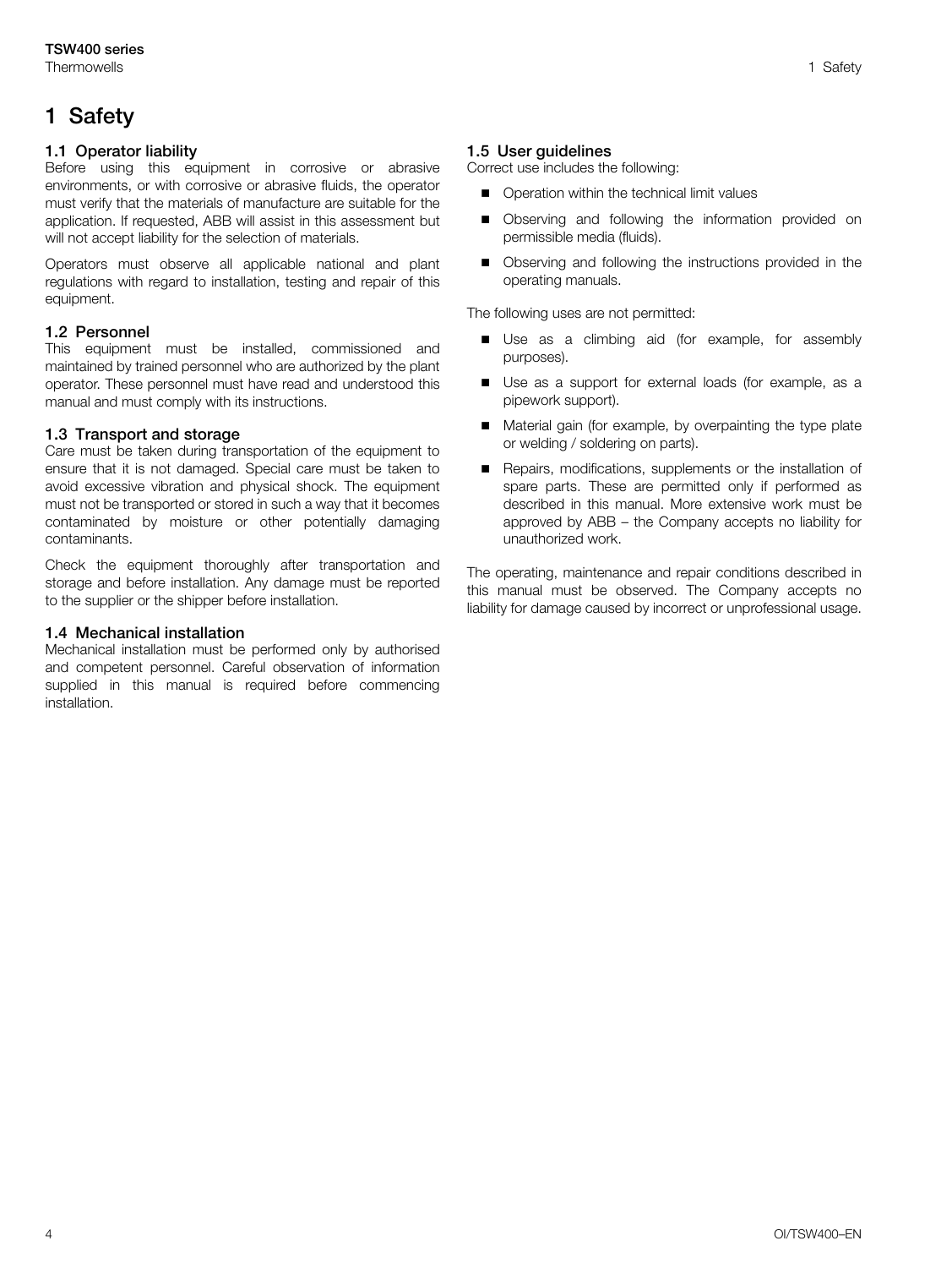# 1 Safety

## 1.1 Operator liability

Before using this equipment in corrosive or abrasive environments, or with corrosive or abrasive fluids, the operator must verify that the materials of manufacture are suitable for the application. If requested, ABB will assist in this assessment but will not accept liability for the selection of materials.

Operators must observe all applicable national and plant regulations with regard to installation, testing and repair of this equipment.

## 1.2 Personnel

This equipment must be installed, commissioned and maintained by trained personnel who are authorized by the plant operator. These personnel must have read and understood this manual and must comply with its instructions.

## 1.3 Transport and storage

Care must be taken during transportation of the equipment to ensure that it is not damaged. Special care must be taken to avoid excessive vibration and physical shock. The equipment must not be transported or stored in such a way that it becomes contaminated by moisture or other potentially damaging contaminants.

Check the equipment thoroughly after transportation and storage and before installation. Any damage must be reported to the supplier or the shipper before installation.

## 1.4 Mechanical installation

Mechanical installation must be performed only by authorised and competent personnel. Careful observation of information supplied in this manual is required before commencing installation.

## 1.5 User guidelines

Correct use includes the following:

- Operation within the technical limit values
- Observing and following the information provided on permissible media (fluids).
- Observing and following the instructions provided in the operating manuals.

The following uses are not permitted:

- Use as a climbing aid (for example, for assembly purposes).
- Use as a support for external loads (for example, as a pipework support).
- Material gain (for example, by overpainting the type plate or welding / soldering on parts).
- Repairs, modifications, supplements or the installation of spare parts. These are permitted only if performed as described in this manual. More extensive work must be approved by ABB – the Company accepts no liability for unauthorized work.

The operating, maintenance and repair conditions described in this manual must be observed. The Company accepts no liability for damage caused by incorrect or unprofessional usage.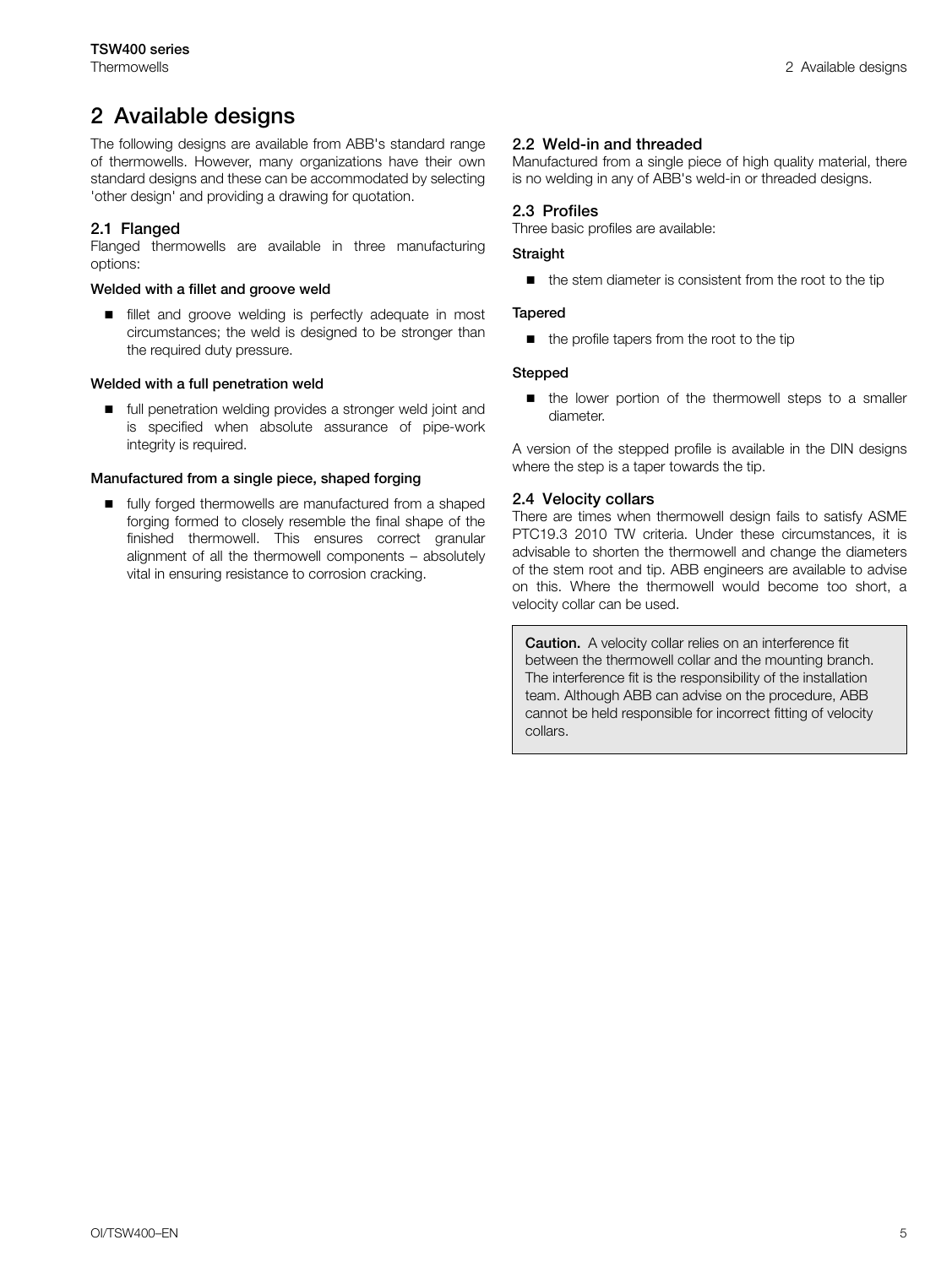# 2 Available designs

The following designs are available from ABB's standard range of thermowells. However, many organizations have their own standard designs and these can be accommodated by selecting 'other design' and providing a drawing for quotation.

## 2.1 Flanged

Flanged thermowells are available in three manufacturing options:

**Welded with a fillet and groove weld**

- fillet and groove welding is perfectly adequate in most circumstances; the weld is designed to be stronger than the required duty pressure.

**Welded with a full penetration weld**

- full penetration welding provides a stronger weld joint and is specified when absolute assurance of pipe-work integrity is required.

**Manufactured from a single piece, shaped forging**

- fully forged thermowells are manufactured from a shaped forging formed to closely resemble the final shape of the finished thermowell. This ensures correct granular alignment of all the thermowell components – absolutely vital in ensuring resistance to corrosion cracking.

## 2.2 Weld-in and threaded

Manufactured from a single piece of high quality material, there is no welding in any of ABB's weld-in or threaded designs.

## 2.3 Profiles

Three basic profiles are available:

**Straight**

- the stem diameter is consistent from the root to the tip

**Tapered**

- the profile tapers from the root to the tip

**Stepped**

- the lower portion of the thermowell steps to a smaller diameter.

A version of the stepped profile is available in the DIN designs where the step is a taper towards the tip.

## 2.4 Velocity collars

There are times when thermowell design fails to satisfy ASME PTC19.3 2010 TW criteria. Under these circumstances, it is advisable to shorten the thermowell and change the diameters of the stem root and tip. ABB engineers are available to advise on this. Where the thermowell would become too short, a velocity collar can be used.

> **Caution.** A velocity collar relies on an interference fit between the thermowell collar and the mounting branch. The interference fit is the responsibility of the installation team. Although ABB can advise on the procedure, ABB cannot be held responsible for incorrect fitting of velocity collars.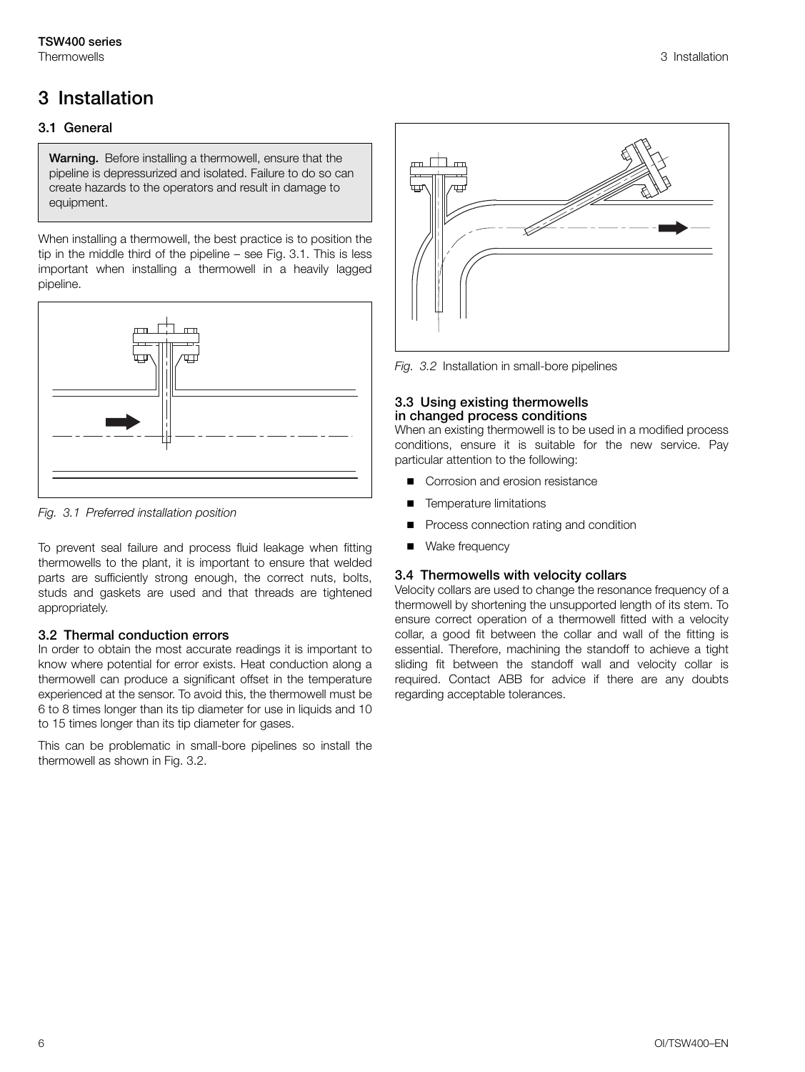# 3 Installation

## 3.1 General

> **Warning.** Before installing a thermowell, ensure that the pipeline is depressurized and isolated. Failure to do so can create hazards to the operators and result in damage to equipment.

When installing a thermowell, the best practice is to position the tip in the middle third of the pipeline – see Fig. 3.1. This is less important when installing a thermowell in a heavily lagged pipeline.

*Fig. 3.1 Preferred installation position*

To prevent seal failure and process fluid leakage when fitting thermowells to the plant, it is important to ensure that welded parts are sufficiently strong enough, the correct nuts, bolts, studs and gaskets are used and that threads are tightened appropriately.

## 3.2 Thermal conduction errors

In order to obtain the most accurate readings it is important to know where potential for error exists. Heat conduction along a thermowell can produce a significant offset in the temperature experienced at the sensor. To avoid this, the thermowell must be 6 to 8 times longer than its tip diameter for use in liquids and 10 to 15 times longer than its tip diameter for gases.

This can be problematic in small-bore pipelines so install the thermowell as shown in Fig. 3.2.

*Fig. 3.2 Installation in small-bore pipelines*

## 3.3 Using existing thermowells in changed process conditions

When an existing thermowell is to be used in a modified process conditions, ensure it is suitable for the new service. Pay particular attention to the following:

- Corrosion and erosion resistance
- Temperature limitations
- Process connection rating and condition
- Wake frequency

## 3.4 Thermowells with velocity collars

Velocity collars are used to change the resonance frequency of a thermowell by shortening the unsupported length of its stem. To ensure correct operation of a thermowell fitted with a velocity collar, a good fit between the collar and wall of the fitting is essential. Therefore, machining the standoff to achieve a tight sliding fit between the standoff wall and velocity collar is required. Contact ABB for advice if there are any doubts regarding acceptable tolerances.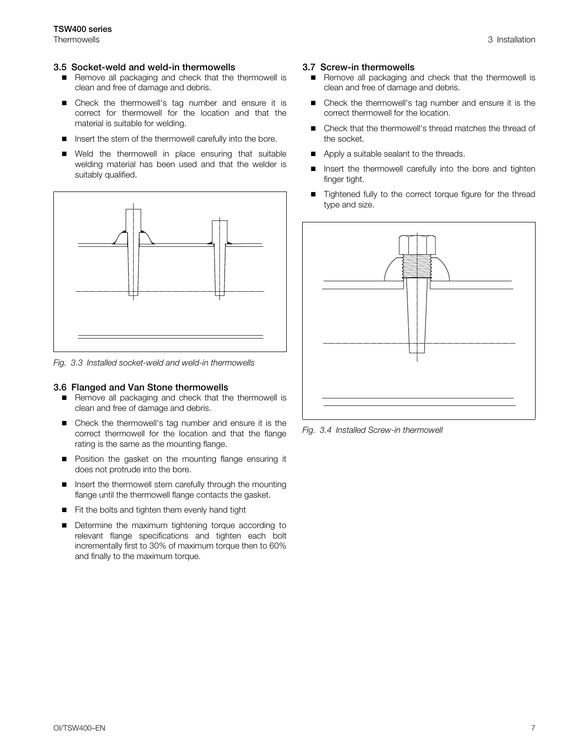### 3.5 Socket-weld and weld-in thermowells

- Remove all packaging and check that the thermowell is clean and free of damage and debris.
- Check the thermowell's tag number and ensure it is correct for thermowell for the location and that the material is suitable for welding.
- Insert the stem of the thermowell carefully into the bore.
- Weld the thermowell in place ensuring that suitable welding material has been used and that the welder is suitably qualified.

*Fig. 3.3 Installed socket-weld and weld-in thermowells*

### 3.6 Flanged and Van Stone thermowells

- Remove all packaging and check that the thermowell is clean and free of damage and debris.
- Check the thermowell's tag number and ensure it is the correct thermowell for the location and that the flange rating is the same as the mounting flange.
- Position the gasket on the mounting flange ensuring it does not protrude into the bore.
- Insert the thermowell stem carefully through the mounting flange until the thermowell flange contacts the gasket.
- Fit the bolts and tighten them evenly hand tight
- Determine the maximum tightening torque according to relevant flange specifications and tighten each bolt incrementally first to 30% of maximum torque then to 60% and finally to the maximum torque.

### 3.7 Screw-in thermowells

- Remove all packaging and check that the thermowell is clean and free of damage and debris.
- Check the thermowell's tag number and ensure it is the correct thermowell for the location.
- Check that the thermowell's thread matches the thread of the socket.
- Apply a suitable sealant to the threads.
- Insert the thermowell carefully into the bore and tighten finger tight.
- Tightened fully to the correct torque figure for the thread type and size.

*Fig. 3.4 Installed Screw-in thermowell*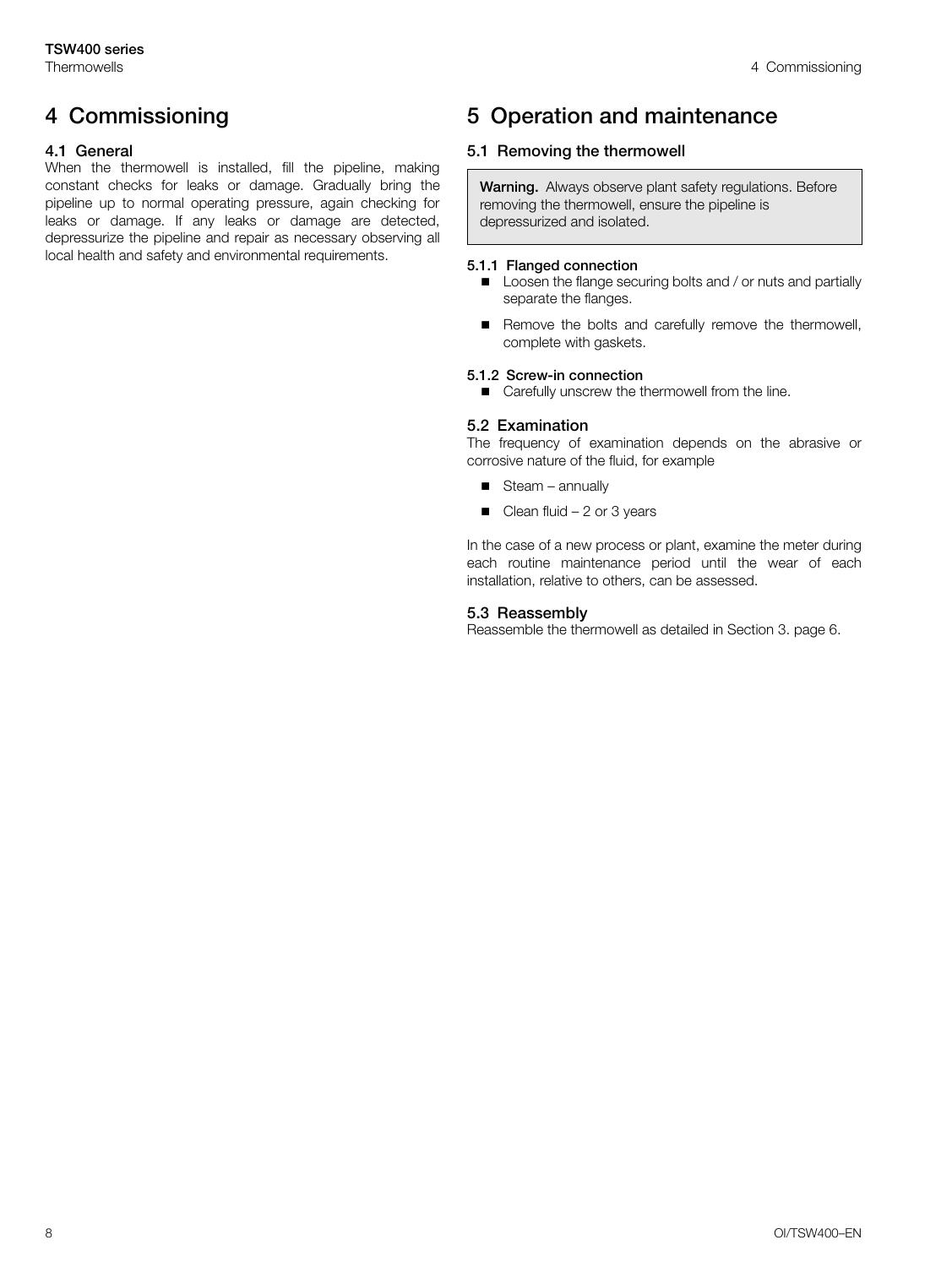# 4 Commissioning

## 4.1 General

When the thermowell is installed, fill the pipeline, making constant checks for leaks or damage. Gradually bring the pipeline up to normal operating pressure, again checking for leaks or damage. If any leaks or damage are detected, depressurize the pipeline and repair as necessary observing all local health and safety and environmental requirements.

# 5 Operation and maintenance

## 5.1 Removing the thermowell

> **Warning.** Always observe plant safety regulations. Before removing the thermowell, ensure the pipeline is depressurized and isolated.

### 5.1.1 Flanged connection

- Loosen the flange securing bolts and / or nuts and partially separate the flanges.
- Remove the bolts and carefully remove the thermowell, complete with gaskets.

### 5.1.2 Screw-in connection

- Carefully unscrew the thermowell from the line.

## 5.2 Examination

The frequency of examination depends on the abrasive or corrosive nature of the fluid, for example

- Steam – annually
- Clean fluid – 2 or 3 years

In the case of a new process or plant, examine the meter during each routine maintenance period until the wear of each installation, relative to others, can be assessed.

## 5.3 Reassembly

Reassemble the thermowell as detailed in Section 3. page 6.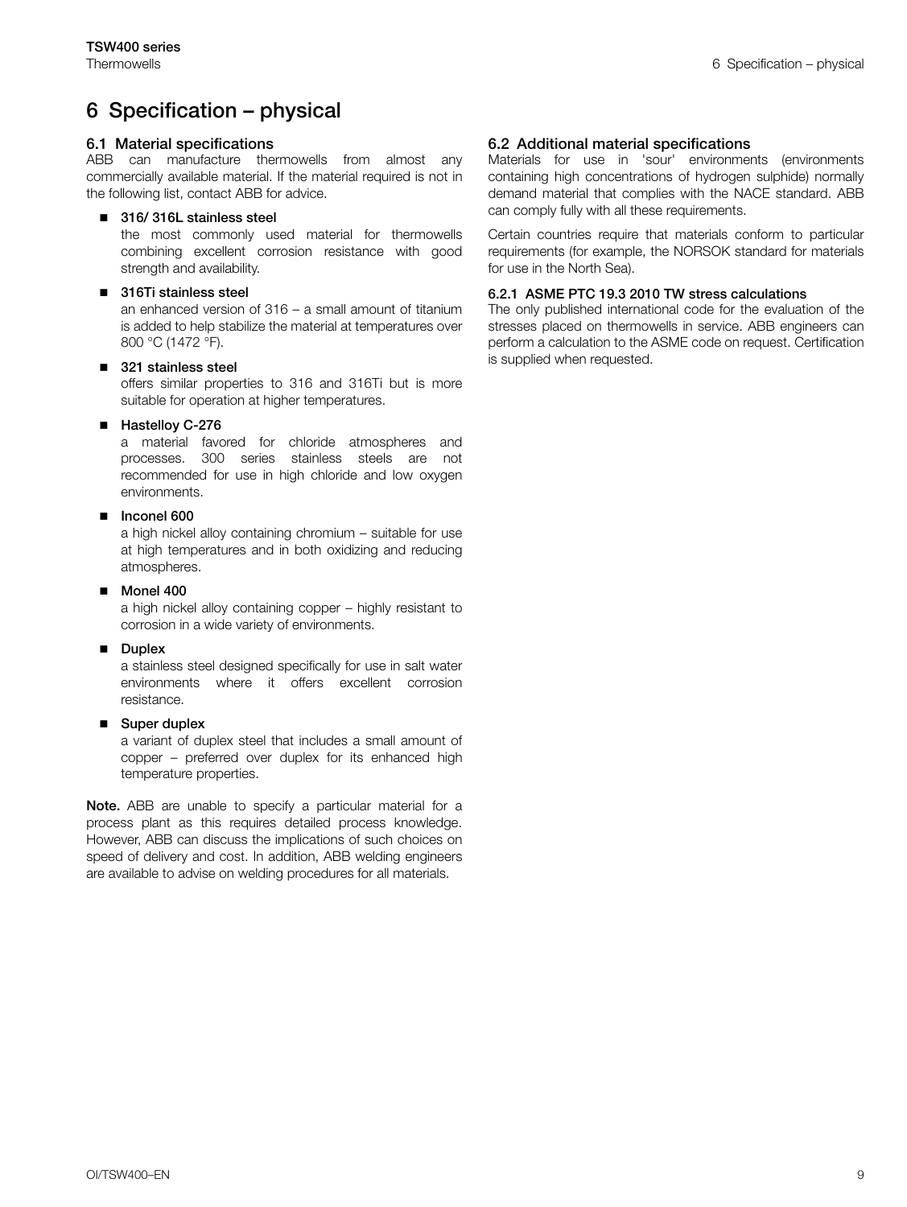# 6 Specification – physical

## 6.1 Material specifications

ABB can manufacture thermowells from almost any commercially available material. If the material required is not in the following list, contact ABB for advice.

- **316/ 316L stainless steel**
  the most commonly used material for thermowells combining excellent corrosion resistance with good strength and availability.
- **316Ti stainless steel**
  an enhanced version of 316 – a small amount of titanium is added to help stabilize the material at temperatures over 800 °C (1472 °F).
- **321 stainless steel**
  offers similar properties to 316 and 316Ti but is more suitable for operation at higher temperatures.
- **Hastelloy C-276**
  a material favored for chloride atmospheres and processes. 300 series stainless steels are not recommended for use in high chloride and low oxygen environments.
- **Inconel 600**
  a high nickel alloy containing chromium – suitable for use at high temperatures and in both oxidizing and reducing atmospheres.
- **Monel 400**
  a high nickel alloy containing copper – highly resistant to corrosion in a wide variety of environments.
- **Duplex**
  a stainless steel designed specifically for use in salt water environments where it offers excellent corrosion resistance.
- **Super duplex**
  a variant of duplex steel that includes a small amount of copper – preferred over duplex for its enhanced high temperature properties.

**Note.** ABB are unable to specify a particular material for a process plant as this requires detailed process knowledge. However, ABB can discuss the implications of such choices on speed of delivery and cost. In addition, ABB welding engineers are available to advise on welding procedures for all materials.

## 6.2 Additional material specifications

Materials for use in 'sour' environments (environments containing high concentrations of hydrogen sulphide) normally demand material that complies with the NACE standard. ABB can comply fully with all these requirements.

Certain countries require that materials conform to particular requirements (for example, the NORSOK standard for materials for use in the North Sea).

### 6.2.1 ASME PTC 19.3 2010 TW stress calculations

The only published international code for the evaluation of the stresses placed on thermowells in service. ABB engineers can perform a calculation to the ASME code on request. Certification is supplied when requested.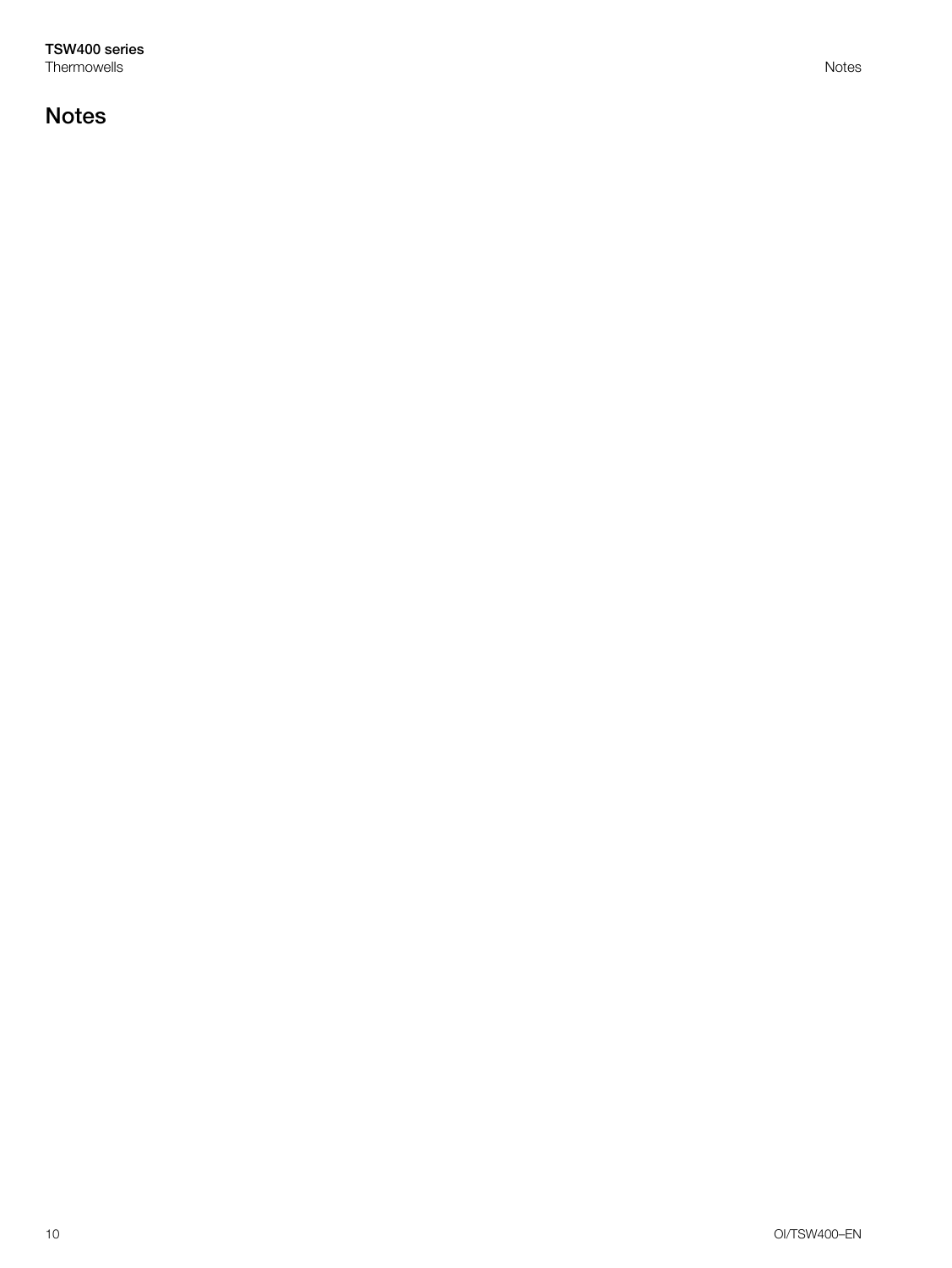## Notes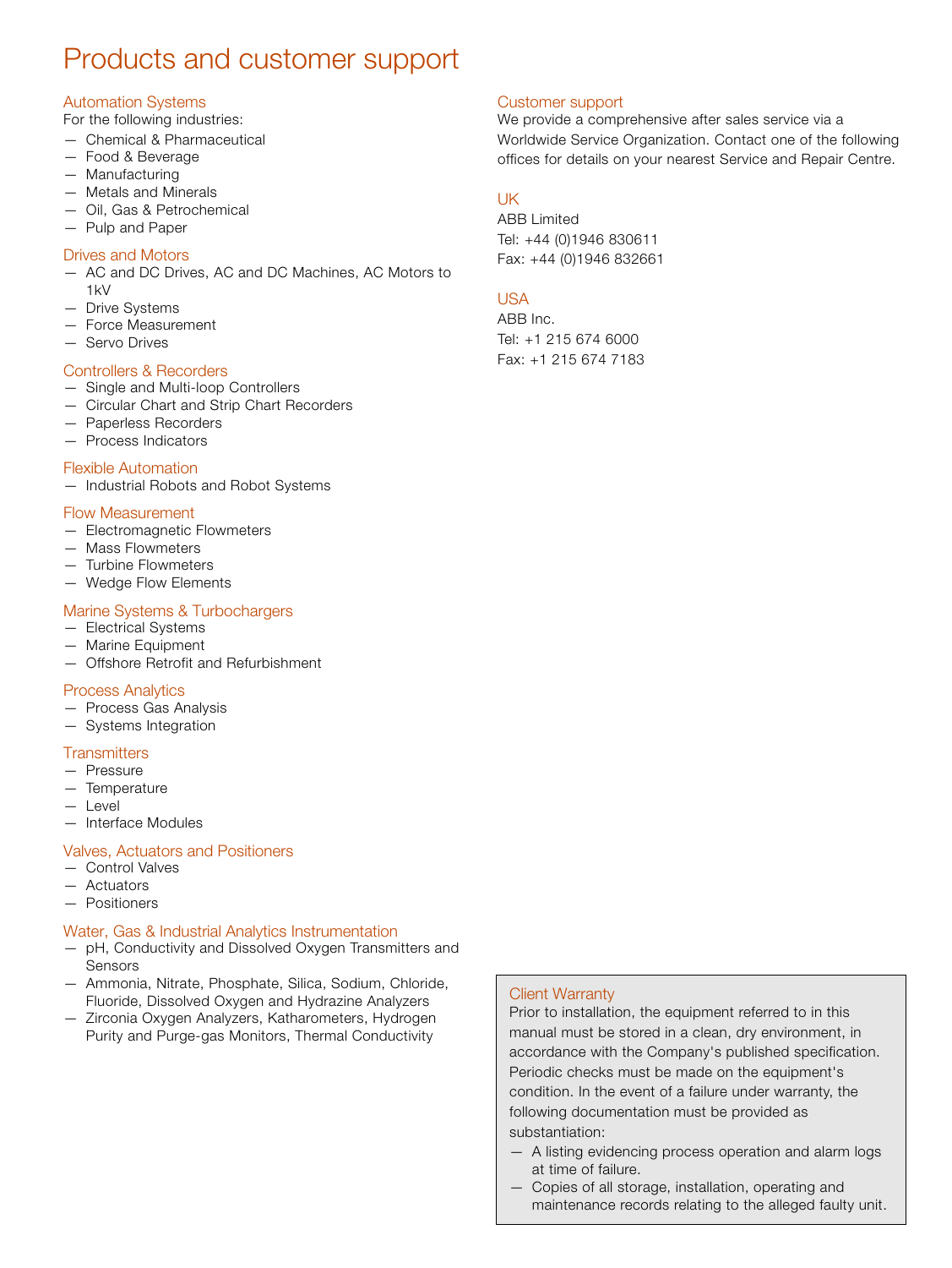# Products and customer support

## Automation Systems

For the following industries:

- Chemical & Pharmaceutical
- Food & Beverage
- Manufacturing
- Metals and Minerals
- Oil, Gas & Petrochemical
- Pulp and Paper

## Drives and Motors

- AC and DC Drives, AC and DC Machines, AC Motors to 1kV
- Drive Systems
- Force Measurement
- Servo Drives

## Controllers & Recorders

- Single and Multi-loop Controllers
- Circular Chart and Strip Chart Recorders
- Paperless Recorders
- Process Indicators

## Flexible Automation

- Industrial Robots and Robot Systems

## Flow Measurement

- Electromagnetic Flowmeters
- Mass Flowmeters
- Turbine Flowmeters
- Wedge Flow Elements

## Marine Systems & Turbochargers

- Electrical Systems
- Marine Equipment
- Offshore Retrofit and Refurbishment

## Process Analytics

- Process Gas Analysis
- Systems Integration

## Transmitters

- Pressure
- Temperature
- Level
- Interface Modules

## Valves, Actuators and Positioners

- Control Valves
- Actuators
- Positioners

## Water, Gas & Industrial Analytics Instrumentation

- pH, Conductivity and Dissolved Oxygen Transmitters and Sensors
- Ammonia, Nitrate, Phosphate, Silica, Sodium, Chloride, Fluoride, Dissolved Oxygen and Hydrazine Analyzers
- Zirconia Oxygen Analyzers, Katharometers, Hydrogen Purity and Purge-gas Monitors, Thermal Conductivity

## Customer support

We provide a comprehensive after sales service via a Worldwide Service Organization. Contact one of the following offices for details on your nearest Service and Repair Centre.

### UK

ABB Limited
Tel: +44 (0)1946 830611
Fax: +44 (0)1946 832661

### USA

ABB Inc.
Tel: +1 215 674 6000
Fax: +1 215 674 7183

## Client Warranty

Prior to installation, the equipment referred to in this manual must be stored in a clean, dry environment, in accordance with the Company's published specification. Periodic checks must be made on the equipment's condition. In the event of a failure under warranty, the following documentation must be provided as substantiation:

- A listing evidencing process operation and alarm logs at time of failure.
- Copies of all storage, installation, operating and maintenance records relating to the alleged faulty unit.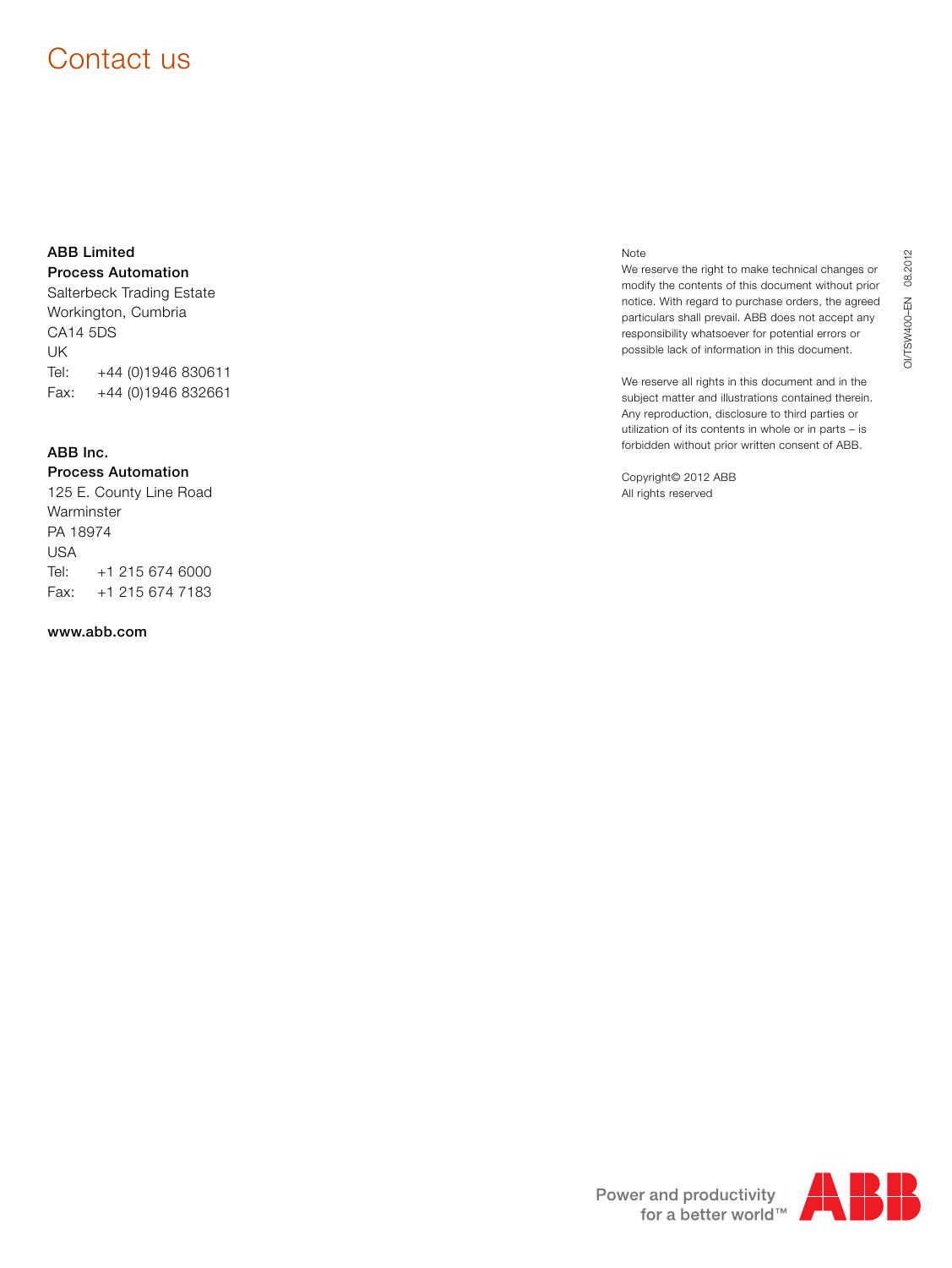# Contact us

**ABB Limited**
**Process Automation**
Salterbeck Trading Estate
Workington, Cumbria
CA14 5DS
UK
Tel: +44 (0)1946 830611
Fax: +44 (0)1946 832661

**ABB Inc.**
**Process Automation**
125 E. County Line Road
Warminster
PA 18974
USA
Tel: +1 215 674 6000
Fax: +1 215 674 7183

**www.abb.com**

Note
We reserve the right to make technical changes or modify the contents of this document without prior notice. With regard to purchase orders, the agreed particulars shall prevail. ABB does not accept any responsibility whatsoever for potential errors or possible lack of information in this document.

We reserve all rights in this document and in the subject matter and illustrations contained therein. Any reproduction, disclosure to third parties or utilization of its contents in whole or in parts – is forbidden without prior written consent of ABB.

Copyright© 2012 ABB
All rights reserved

OI/TSW400–EN 08.2012

Power and productivity
for a better world™